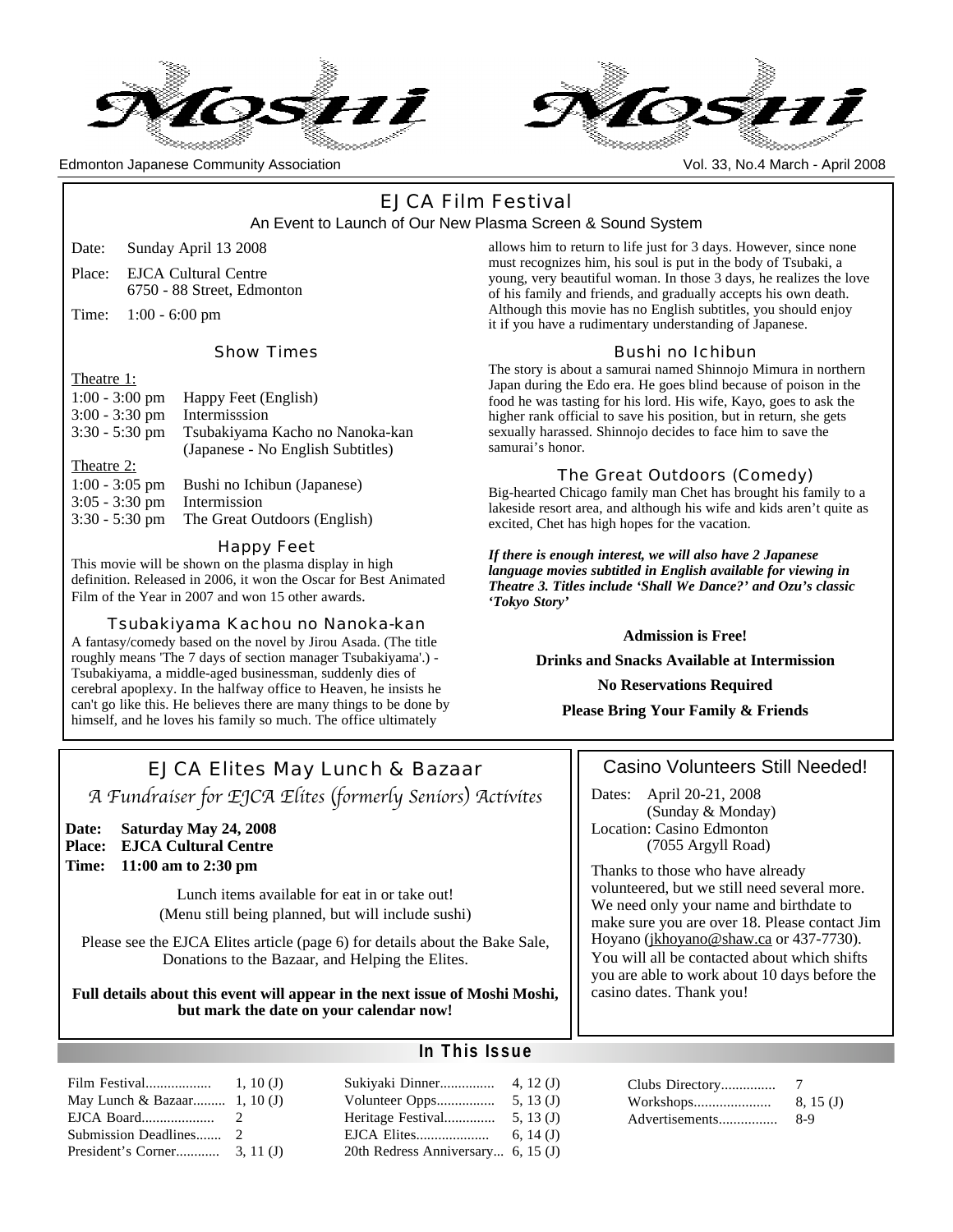# Moshi Moshi

Edmonton Japanese Community Association

Vol. 33, No.4 March - April 2008

## EJCA Film Festival

An Event to Launch of Our New Plasma Screen & Sound System

Date: Sunday April 13 2008

Place: EJCA Cultural Centre
6750 - 88 Street, Edmonton

Time: 1:00 - 6:00 pm

### Show Times

Theatre 1:

| | |
|---|---|
| 1:00 - 3:00 pm | Happy Feet (English) |
| 3:00 - 3:30 pm | Intermisssion |
| 3:30 - 5:30 pm | Tsubakiyama Kacho no Nanoka-kan (Japanese - No English Subtitles) |

Theatre 2:

| | |
|---|---|
| 1:00 - 3:05 pm | Bushi no Ichibun (Japanese) |
| 3:05 - 3:30 pm | Intermission |
| 3:30 - 5:30 pm | The Great Outdoors (English) |

### Happy Feet

This movie will be shown on the plasma display in high definition. Released in 2006, it won the Oscar for Best Animated Film of the Year in 2007 and won 15 other awards.

### Tsubakiyama Kachou no Nanoka-kan

A fantasy/comedy based on the novel by Jirou Asada. (The title roughly means 'The 7 days of section manager Tsubakiyama'.) - Tsubakiyama, a middle-aged businessman, suddenly dies of cerebral apoplexy. In the halfway office to Heaven, he insists he can't go like this. He believes there are many things to be done by himself, and he loves his family so much. The office ultimately allows him to return to life just for 3 days. However, since none must recognizes him, his soul is put in the body of Tsubaki, a young, very beautiful woman. In those 3 days, he realizes the love of his family and friends, and gradually accepts his own death. Although this movie has no English subtitles, you should enjoy it if you have a rudimentary understanding of Japanese.

### Bushi no Ichibun

The story is about a samurai named Shinnojo Mimura in northern Japan during the Edo era. He goes blind because of poison in the food he was tasting for his lord. His wife, Kayo, goes to ask the higher rank official to save his position, but in return, she gets sexually harassed. Shinnojo decides to face him to save the samurai's honor.

### The Great Outdoors (Comedy)

Big-hearted Chicago family man Chet has brought his family to a lakeside resort area, and although his wife and kids aren't quite as excited, Chet has high hopes for the vacation.

***If there is enough interest, we will also have 2 Japanese language movies subtitled in English available for viewing in Theatre 3. Titles include 'Shall We Dance?' and Ozu's classic 'Tokyo Story'***

**Admission is Free!**

**Drinks and Snacks Available at Intermission**

**No Reservations Required**

**Please Bring Your Family & Friends**

## EJCA Elites May Lunch & Bazaar

*A Fundraiser for EJCA Elites (formerly Seniors) Activites*

**Date: Saturday May 24, 2008**
**Place: EJCA Cultural Centre**
**Time: 11:00 am to 2:30 pm**

Lunch items available for eat in or take out!
(Menu still being planned, but will include sushi)

Please see the EJCA Elites article (page 6) for details about the Bake Sale, Donations to the Bazaar, and Helping the Elites.

**Full details about this event will appear in the next issue of Moshi Moshi, but mark the date on your calendar now!**

## Casino Volunteers Still Needed!

Dates: April 20-21, 2008
(Sunday & Monday)
Location: Casino Edmonton
(7055 Argyll Road)

Thanks to those who have already volunteered, but we still need several more. We need only your name and birthdate to make sure you are over 18. Please contact Jim Hoyano (jkhoyano@shaw.ca or 437-7730). You will all be contacted about which shifts you are able to work about 10 days before the casino dates. Thank you!

## In This Issue

| | |
|---|---|
| Film Festival | 1, 10 (J) |
| May Lunch & Bazaar | 1, 10 (J) |
| EJCA Board | 2 |
| Submission Deadlines | 2 |
| President's Corner | 3, 11 (J) |
| Sukiyaki Dinner | 4, 12 (J) |
| Volunteer Opps | 5, 13 (J) |
| Heritage Festival | 5, 13 (J) |
| EJCA Elites | 6, 14 (J) |
| 20th Redress Anniversary | 6, 15 (J) |
| Clubs Directory | 7 |
| Workshops | 8, 15 (J) |
| Advertisements | 8-9 |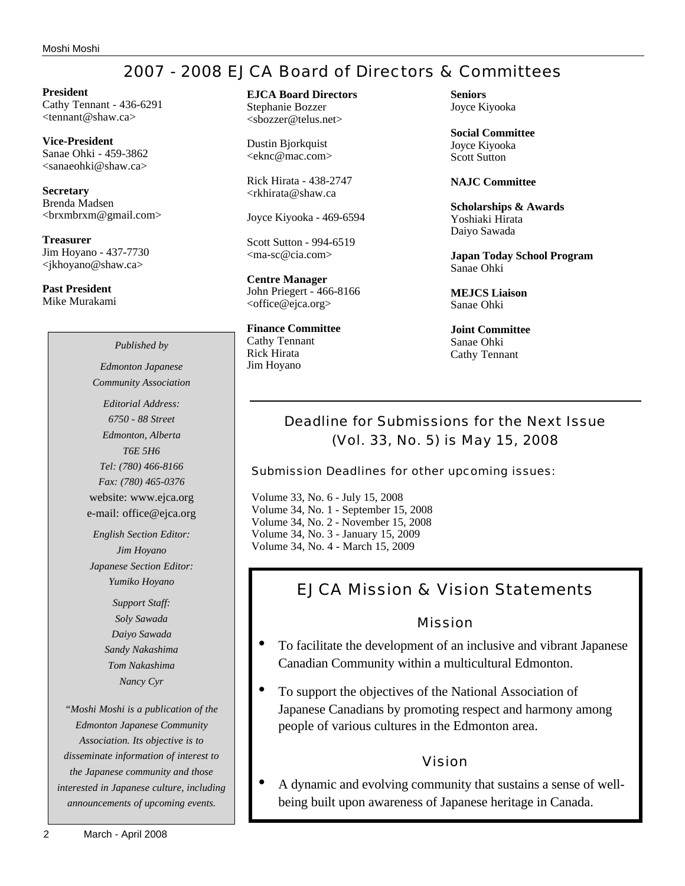# 2007 - 2008 EJCA Board of Directors & Committees

**President**
Cathy Tennant - 436-6291
<tennant@shaw.ca>

**Vice-President**
Sanae Ohki - 459-3862
<sanaeohki@shaw.ca>

**Secretary**
Brenda Madsen
<brxmbrxm@gmail.com>

**Treasurer**
Jim Hoyano - 437-7730
<jkhoyano@shaw.ca>

**Past President**
Mike Murakami

**EJCA Board Directors**
Stephanie Bozzer
<sbozzer@telus.net>

Dustin Bjorkquist
<eknc@mac.com>

Rick Hirata - 438-2747
<rkhirata@shaw.ca

Joyce Kiyooka - 469-6594

Scott Sutton - 994-6519
<ma-sc@cia.com>

**Centre Manager**
John Priegert - 466-8166
<office@ejca.org>

**Finance Committee**
Cathy Tennant
Rick Hirata
Jim Hoyano

**Seniors**
Joyce Kiyooka

**Social Committee**
Joyce Kiyooka
Scott Sutton

**NAJC Committee**

**Scholarships & Awards**
Yoshiaki Hirata
Daiyo Sawada

**Japan Today School Program**
Sanae Ohki

**MEJCS Liaison**
Sanae Ohki

**Joint Committee**
Sanae Ohki
Cathy Tennant

*Published by*

*Edmonton Japanese Community Association*

*Editorial Address:*
*6750 - 88 Street*
*Edmonton, Alberta*
*T6E 5H6*
*Tel: (780) 466-8166*
*Fax: (780) 465-0376*
website: www.ejca.org
e-mail: office@ejca.org

*English Section Editor:*
*Jim Hoyano*
*Japanese Section Editor:*
*Yumiko Hoyano*

*Support Staff:*
*Soly Sawada*
*Daiyo Sawada*
*Sandy Nakashima*
*Tom Nakashima*
*Nancy Cyr*

*"Moshi Moshi is a publication of the Edmonton Japanese Community Association. Its objective is to disseminate information of interest to the Japanese community and those interested in Japanese culture, including announcements of upcoming events.*

## Deadline for Submissions for the Next Issue (Vol. 33, No. 5) is May 15, 2008

### Submission Deadlines for other upcoming issues:

Volume 33, No. 6 - July 15, 2008
Volume 34, No. 1 - September 15, 2008
Volume 34, No. 2 - November 15, 2008
Volume 34, No. 3 - January 15, 2009
Volume 34, No. 4 - March 15, 2009

## EJCA Mission & Vision Statements

### Mission

- To facilitate the development of an inclusive and vibrant Japanese Canadian Community within a multicultural Edmonton.
- To support the objectives of the National Association of Japanese Canadians by promoting respect and harmony among people of various cultures in the Edmonton area.

### Vision

- A dynamic and evolving community that sustains a sense of well-being built upon awareness of Japanese heritage in Canada.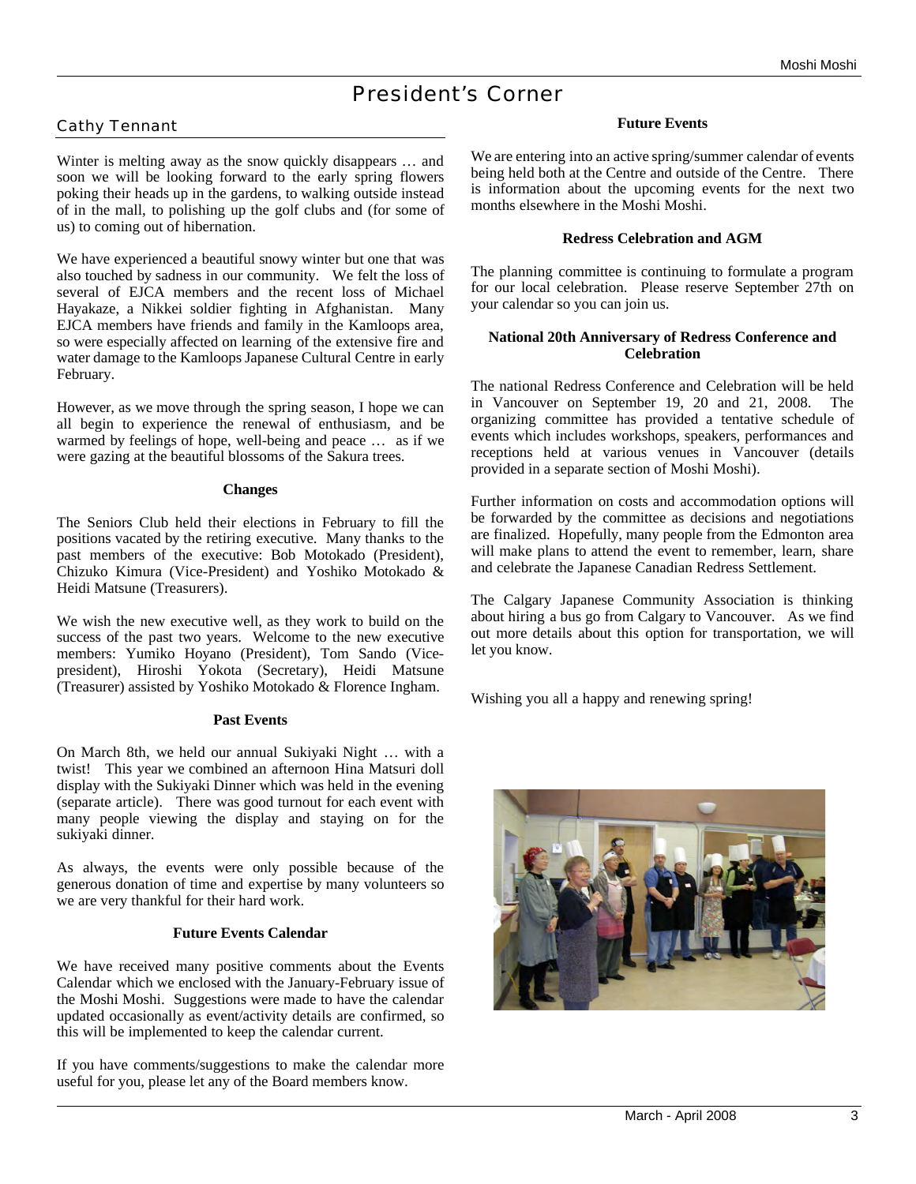# President's Corner

## Cathy Tennant

Winter is melting away as the snow quickly disappears … and soon we will be looking forward to the early spring flowers poking their heads up in the gardens, to walking outside instead of in the mall, to polishing up the golf clubs and (for some of us) to coming out of hibernation.

We have experienced a beautiful snowy winter but one that was also touched by sadness in our community. We felt the loss of several of EJCA members and the recent loss of Michael Hayakaze, a Nikkei soldier fighting in Afghanistan. Many EJCA members have friends and family in the Kamloops area, so were especially affected on learning of the extensive fire and water damage to the Kamloops Japanese Cultural Centre in early February.

However, as we move through the spring season, I hope we can all begin to experience the renewal of enthusiasm, and be warmed by feelings of hope, well-being and peace … as if we were gazing at the beautiful blossoms of the Sakura trees.

### Changes

The Seniors Club held their elections in February to fill the positions vacated by the retiring executive. Many thanks to the past members of the executive: Bob Motokado (President), Chizuko Kimura (Vice-President) and Yoshiko Motokado & Heidi Matsune (Treasurers).

We wish the new executive well, as they work to build on the success of the past two years. Welcome to the new executive members: Yumiko Hoyano (President), Tom Sando (Vice-president), Hiroshi Yokota (Secretary), Heidi Matsune (Treasurer) assisted by Yoshiko Motokado & Florence Ingham.

### Past Events

On March 8th, we held our annual Sukiyaki Night … with a twist! This year we combined an afternoon Hina Matsuri doll display with the Sukiyaki Dinner which was held in the evening (separate article). There was good turnout for each event with many people viewing the display and staying on for the sukiyaki dinner.

As always, the events were only possible because of the generous donation of time and expertise by many volunteers so we are very thankful for their hard work.

### Future Events Calendar

We have received many positive comments about the Events Calendar which we enclosed with the January-February issue of the Moshi Moshi. Suggestions were made to have the calendar updated occasionally as event/activity details are confirmed, so this will be implemented to keep the calendar current.

If you have comments/suggestions to make the calendar more useful for you, please let any of the Board members know.

### Future Events

We are entering into an active spring/summer calendar of events being held both at the Centre and outside of the Centre. There is information about the upcoming events for the next two months elsewhere in the Moshi Moshi.

### Redress Celebration and AGM

The planning committee is continuing to formulate a program for our local celebration. Please reserve September 27th on your calendar so you can join us.

### National 20th Anniversary of Redress Conference and Celebration

The national Redress Conference and Celebration will be held in Vancouver on September 19, 20 and 21, 2008. The organizing committee has provided a tentative schedule of events which includes workshops, speakers, performances and receptions held at various venues in Vancouver (details provided in a separate section of Moshi Moshi).

Further information on costs and accommodation options will be forwarded by the committee as decisions and negotiations are finalized. Hopefully, many people from the Edmonton area will make plans to attend the event to remember, learn, share and celebrate the Japanese Canadian Redress Settlement.

The Calgary Japanese Community Association is thinking about hiring a bus go from Calgary to Vancouver. As we find out more details about this option for transportation, we will let you know.

Wishing you all a happy and renewing spring!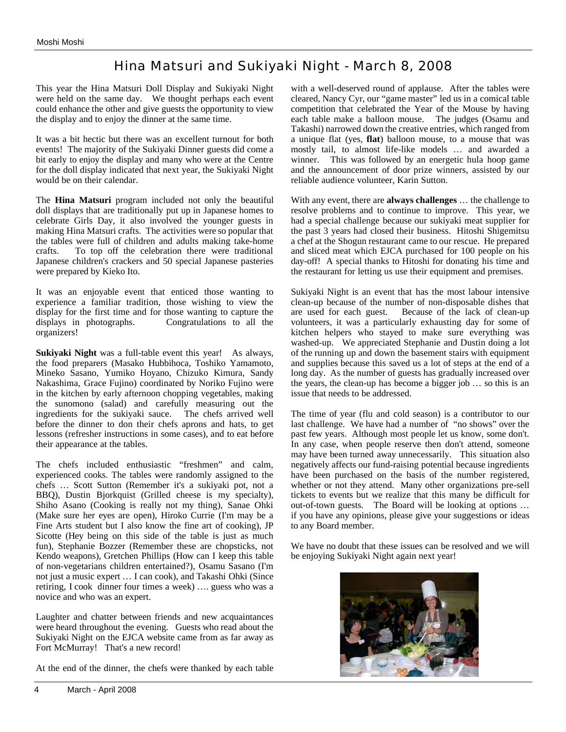# Hina Matsuri and Sukiyaki Night - March 8, 2008

This year the Hina Matsuri Doll Display and Sukiyaki Night were held on the same day. We thought perhaps each event could enhance the other and give guests the opportunity to view the display and to enjoy the dinner at the same time.

It was a bit hectic but there was an excellent turnout for both events! The majority of the Sukiyaki Dinner guests did come a bit early to enjoy the display and many who were at the Centre for the doll display indicated that next year, the Sukiyaki Night would be on their calendar.

The **Hina Matsuri** program included not only the beautiful doll displays that are traditionally put up in Japanese homes to celebrate Girls Day, it also involved the younger guests in making Hina Matsuri crafts. The activities were so popular that the tables were full of children and adults making take-home crafts. To top off the celebration there were traditional Japanese children's crackers and 50 special Japanese pasteries were prepared by Kieko Ito.

It was an enjoyable event that enticed those wanting to experience a familiar tradition, those wishing to view the display for the first time and for those wanting to capture the displays in photographs. Congratulations to all the organizers!

**Sukiyaki Night** was a full-table event this year! As always, the food preparers (Masako Hubbihoca, Toshiko Yamamoto, Mineko Sasano, Yumiko Hoyano, Chizuko Kimura, Sandy Nakashima, Grace Fujino) coordinated by Noriko Fujino were in the kitchen by early afternoon chopping vegetables, making the sunomono (salad) and carefully measuring out the ingredients for the sukiyaki sauce. The chefs arrived well before the dinner to don their chefs aprons and hats, to get lessons (refresher instructions in some cases), and to eat before their appearance at the tables.

The chefs included enthusiastic "freshmen" and calm, experienced cooks. The tables were randomly assigned to the chefs … Scott Sutton (Remember it's a sukiyaki pot, not a BBQ), Dustin Bjorkquist (Grilled cheese is my specialty), Shiho Asano (Cooking is really not my thing), Sanae Ohki (Make sure her eyes are open), Hiroko Currie (I'm may be a Fine Arts student but I also know the fine art of cooking), JP Sicotte (Hey being on this side of the table is just as much fun), Stephanie Bozzer (Remember these are chopsticks, not Kendo weapons), Gretchen Phillips (How can I keep this table of non-vegetarians children entertained?), Osamu Sasano (I'm not just a music expert … I can cook), and Takashi Ohki (Since retiring, I cook dinner four times a week) …. guess who was a novice and who was an expert.

Laughter and chatter between friends and new acquaintances were heard throughout the evening. Guests who read about the Sukiyaki Night on the EJCA website came from as far away as Fort McMurray! That's a new record!

At the end of the dinner, the chefs were thanked by each table with a well-deserved round of applause. After the tables were cleared, Nancy Cyr, our "game master" led us in a comical table competition that celebrated the Year of the Mouse by having each table make a balloon mouse. The judges (Osamu and Takashi) narrowed down the creative entries, which ranged from a unique flat (yes, **flat**) balloon mouse, to a mouse that was mostly tail, to almost life-like models … and awarded a winner. This was followed by an energetic hula hoop game and the announcement of door prize winners, assisted by our reliable audience volunteer, Karin Sutton.

With any event, there are **always challenges** … the challenge to resolve problems and to continue to improve. This year, we had a special challenge because our sukiyaki meat supplier for the past 3 years had closed their business. Hitoshi Shigemitsu a chef at the Shogun restaurant came to our rescue. He prepared and sliced meat which EJCA purchased for 100 people on his day-off! A special thanks to Hitoshi for donating his time and the restaurant for letting us use their equipment and premises.

Sukiyaki Night is an event that has the most labour intensive clean-up because of the number of non-disposable dishes that are used for each guest. Because of the lack of clean-up volunteers, it was a particularly exhausting day for some of kitchen helpers who stayed to make sure everything was washed-up. We appreciated Stephanie and Dustin doing a lot of the running up and down the basement stairs with equipment and supplies because this saved us a lot of steps at the end of a long day. As the number of guests has gradually increased over the years, the clean-up has become a bigger job … so this is an issue that needs to be addressed.

The time of year (flu and cold season) is a contributor to our last challenge. We have had a number of "no shows" over the past few years. Although most people let us know, some don't. In any case, when people reserve then don't attend, someone may have been turned away unnecessarily. This situation also negatively affects our fund-raising potential because ingredients have been purchased on the basis of the number registered, whether or not they attend. Many other organizations pre-sell tickets to events but we realize that this many be difficult for out-of-town guests. The Board will be looking at options … if you have any opinions, please give your suggestions or ideas to any Board member.

We have no doubt that these issues can be resolved and we will be enjoying Sukiyaki Night again next year!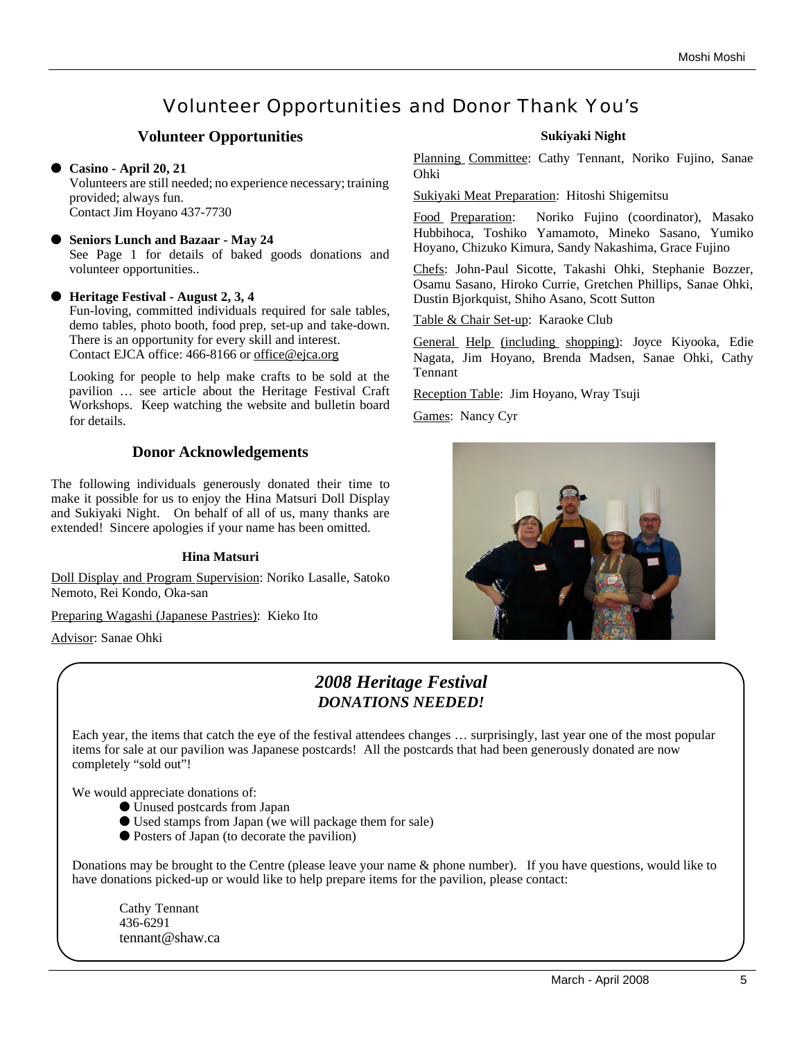# Volunteer Opportunities and Donor Thank You's

## Volunteer Opportunities

- **Casino - April 20, 21**
  Volunteers are still needed; no experience necessary; training provided; always fun.
  Contact Jim Hoyano 437-7730

- **Seniors Lunch and Bazaar - May 24**
  See Page 1 for details of baked goods donations and volunteer opportunities..

- **Heritage Festival - August 2, 3, 4**
  Fun-loving, committed individuals required for sale tables, demo tables, photo booth, food prep, set-up and take-down. There is an opportunity for every skill and interest.
  Contact EJCA office: 466-8166 or office@ejca.org

  Looking for people to help make crafts to be sold at the pavilion … see article about the Heritage Festival Craft Workshops. Keep watching the website and bulletin board for details.

## Donor Acknowledgements

The following individuals generously donated their time to make it possible for us to enjoy the Hina Matsuri Doll Display and Sukiyaki Night. On behalf of all of us, many thanks are extended! Sincere apologies if your name has been omitted.

### Hina Matsuri

Doll Display and Program Supervision: Noriko Lasalle, Satoko Nemoto, Rei Kondo, Oka-san

Preparing Wagashi (Japanese Pastries): Kieko Ito

Advisor: Sanae Ohki

### Sukiyaki Night

Planning Committee: Cathy Tennant, Noriko Fujino, Sanae Ohki

Sukiyaki Meat Preparation: Hitoshi Shigemitsu

Food Preparation: Noriko Fujino (coordinator), Masako Hubbihoca, Toshiko Yamamoto, Mineko Sasano, Yumiko Hoyano, Chizuko Kimura, Sandy Nakashima, Grace Fujino

Chefs: John-Paul Sicotte, Takashi Ohki, Stephanie Bozzer, Osamu Sasano, Hiroko Currie, Gretchen Phillips, Sanae Ohki, Dustin Bjorkquist, Shiho Asano, Scott Sutton

Table & Chair Set-up: Karaoke Club

General Help (including shopping): Joyce Kiyooka, Edie Nagata, Jim Hoyano, Brenda Madsen, Sanae Ohki, Cathy Tennant

Reception Table: Jim Hoyano, Wray Tsuji

Games: Nancy Cyr

## *2008 Heritage Festival*
### *DONATIONS NEEDED!*

Each year, the items that catch the eye of the festival attendees changes … surprisingly, last year one of the most popular items for sale at our pavilion was Japanese postcards! All the postcards that had been generously donated are now completely "sold out"!

We would appreciate donations of:

- Unused postcards from Japan
- Used stamps from Japan (we will package them for sale)
- Posters of Japan (to decorate the pavilion)

Donations may be brought to the Centre (please leave your name & phone number). If you have questions, would like to have donations picked-up or would like to help prepare items for the pavilion, please contact:

Cathy Tennant
436-6291
tennant@shaw.ca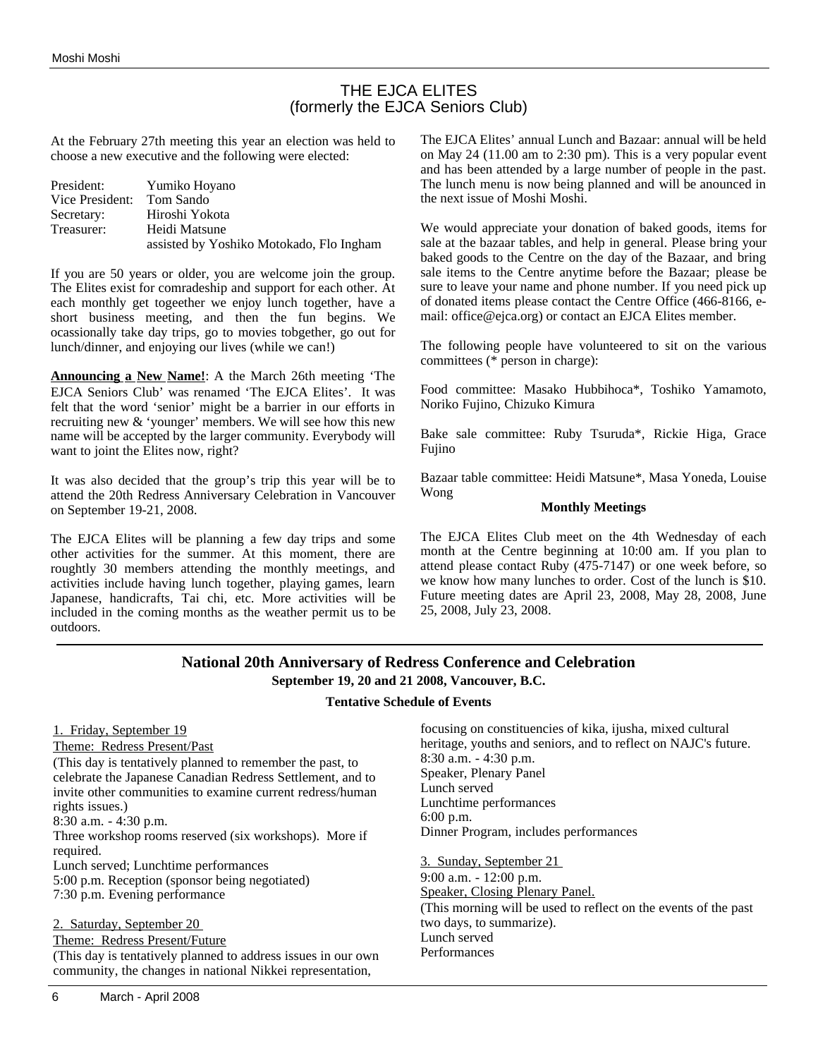# THE EJCA ELITES
## (formerly the EJCA Seniors Club)

At the February 27th meeting this year an election was held to choose a new executive and the following were elected:

| | |
|---|---|
| President: | Yumiko Hoyano |
| Vice President: | Tom Sando |
| Secretary: | Hiroshi Yokota |
| Treasurer: | Heidi Matsune |
| | assisted by Yoshiko Motokado, Flo Ingham |

If you are 50 years or older, you are welcome join the group. The Elites exist for comradeship and support for each other. At each monthly get togeether we enjoy lunch together, have a short business meeting, and then the fun begins. We ocassionally take day trips, go to movies tobgether, go out for lunch/dinner, and enjoying our lives (while we can!)

**Announcing a New Name!**: A the March 26th meeting 'The EJCA Seniors Club' was renamed 'The EJCA Elites'. It was felt that the word 'senior' might be a barrier in our efforts in recruiting new & 'younger' members. We will see how this new name will be accepted by the larger community. Everybody will want to joint the Elites now, right?

It was also decided that the group's trip this year will be to attend the 20th Redress Anniversary Celebration in Vancouver on September 19-21, 2008.

The EJCA Elites will be planning a few day trips and some other activities for the summer. At this moment, there are roughly 30 members attending the monthly meetings, and activities include having lunch together, playing games, learn Japanese, handicrafts, Tai chi, etc. More activities will be included in the coming months as the weather permit us to be outdoors.

The EJCA Elites' annual Lunch and Bazaar: annual will be held on May 24 (11.00 am to 2:30 pm). This is a very popular event and has been attended by a large number of people in the past. The lunch menu is now being planned and will be anounced in the next issue of Moshi Moshi.

We would appreciate your donation of baked goods, items for sale at the bazaar tables, and help in general. Please bring your baked goods to the Centre on the day of the Bazaar, and bring sale items to the Centre anytime before the Bazaar; please be sure to leave your name and phone number. If you need pick up of donated items please contact the Centre Office (466-8166, e-mail: office@ejca.org) or contact an EJCA Elites member.

The following people have volunteered to sit on the various committees (* person in charge):

Food committee: Masako Hubbihoca*, Toshiko Yamamoto, Noriko Fujino, Chizuko Kimura

Bake sale committee: Ruby Tsuruda*, Rickie Higa, Grace Fujino

Bazaar table committee: Heidi Matsune*, Masa Yoneda, Louise Wong

**Monthly Meetings**

The EJCA Elites Club meet on the 4th Wednesday of each month at the Centre beginning at 10:00 am. If you plan to attend please contact Ruby (475-7147) or one week before, so we know how many lunches to order. Cost of the lunch is $10. Future meeting dates are April 23, 2008, May 28, 2008, June 25, 2008, July 23, 2008.

---

# National 20th Anniversary of Redress Conference and Celebration

**September 19, 20 and 21 2008, Vancouver, B.C.**

**Tentative Schedule of Events**

1. Friday, September 19

Theme: Redress Present/Past

(This day is tentatively planned to remember the past, to celebrate the Japanese Canadian Redress Settlement, and to invite other communities to examine current redress/human rights issues.)

8:30 a.m. - 4:30 p.m.

Three workshop rooms reserved (six workshops). More if required.

Lunch served; Lunchtime performances

5:00 p.m. Reception (sponsor being negotiated)

7:30 p.m. Evening performance

2. Saturday, September 20

Theme: Redress Present/Future

(This day is tentatively planned to address issues in our own community, the changes in national Nikkei representation, focusing on constituencies of kika, ijusha, mixed cultural heritage, youths and seniors, and to reflect on NAJC's future.

8:30 a.m. - 4:30 p.m.

Speaker, Plenary Panel

Lunch served

Lunchtime performances

6:00 p.m.

Dinner Program, includes performances

3. Sunday, September 21

9:00 a.m. - 12:00 p.m.

Speaker, Closing Plenary Panel.

(This morning will be used to reflect on the events of the past two days, to summarize).

Lunch served

Performances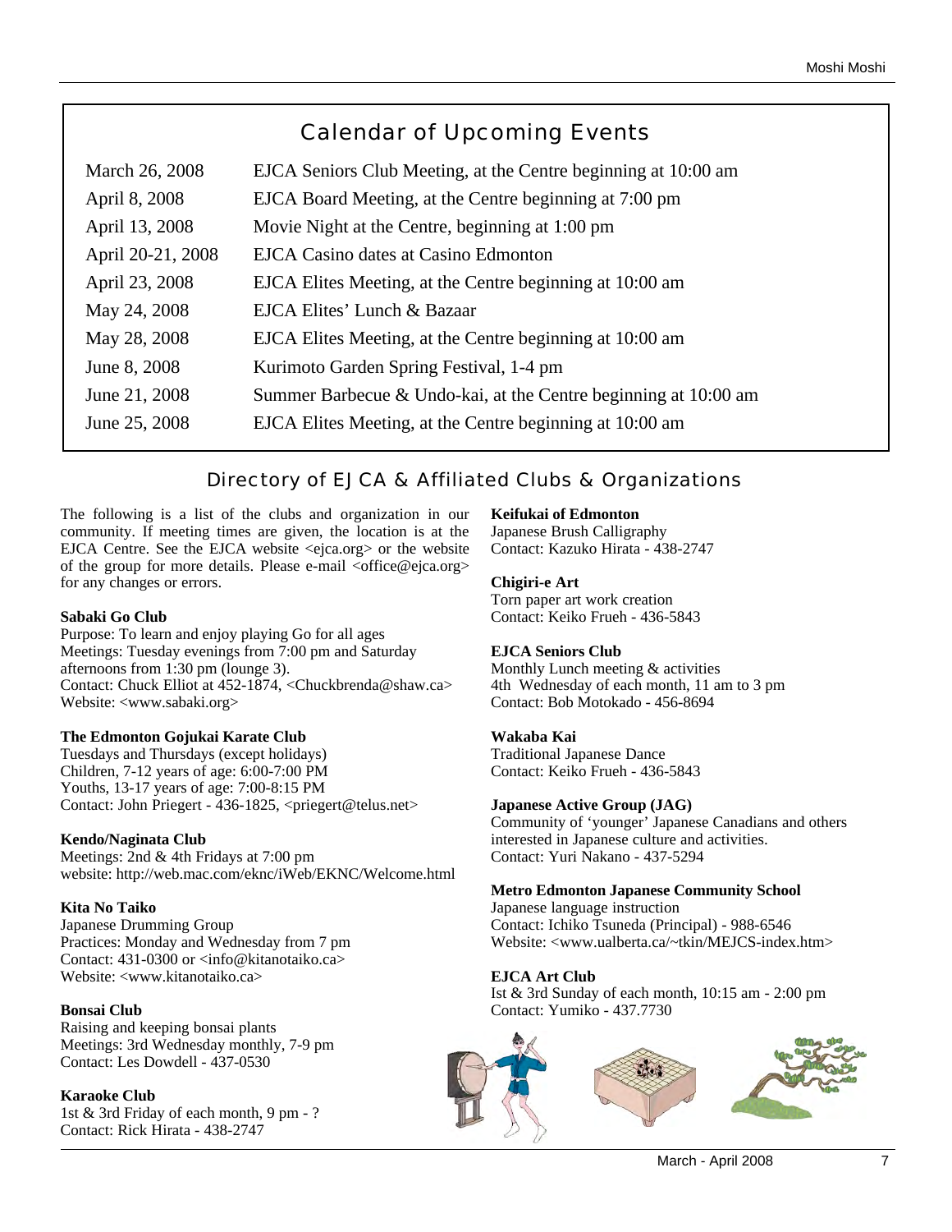## Calendar of Upcoming Events

| Date | Event |
|---|---|
| March 26, 2008 | EJCA Seniors Club Meeting, at the Centre beginning at 10:00 am |
| April 8, 2008 | EJCA Board Meeting, at the Centre beginning at 7:00 pm |
| April 13, 2008 | Movie Night at the Centre, beginning at 1:00 pm |
| April 20-21, 2008 | EJCA Casino dates at Casino Edmonton |
| April 23, 2008 | EJCA Elites Meeting, at the Centre beginning at 10:00 am |
| May 24, 2008 | EJCA Elites' Lunch & Bazaar |
| May 28, 2008 | EJCA Elites Meeting, at the Centre beginning at 10:00 am |
| June 8, 2008 | Kurimoto Garden Spring Festival, 1-4 pm |
| June 21, 2008 | Summer Barbecue & Undo-kai, at the Centre beginning at 10:00 am |
| June 25, 2008 | EJCA Elites Meeting, at the Centre beginning at 10:00 am |

## Directory of EJCA & Affiliated Clubs & Organizations

The following is a list of the clubs and organization in our community. If meeting times are given, the location is at the EJCA Centre. See the EJCA website <ejca.org> or the website of the group for more details. Please e-mail <office@ejca.org> for any changes or errors.

**Sabaki Go Club**
Purpose: To learn and enjoy playing Go for all ages
Meetings: Tuesday evenings from 7:00 pm and Saturday afternoons from 1:30 pm (lounge 3).
Contact: Chuck Elliot at 452-1874, <Chuckbrenda@shaw.ca>
Website: <www.sabaki.org>

**The Edmonton Gojukai Karate Club**
Tuesdays and Thursdays (except holidays)
Children, 7-12 years of age: 6:00-7:00 PM
Youths, 13-17 years of age: 7:00-8:15 PM
Contact: John Priegert - 436-1825, <priegert@telus.net>

**Kendo/Naginata Club**
Meetings: 2nd & 4th Fridays at 7:00 pm
website: http://web.mac.com/eknc/iWeb/EKNC/Welcome.html

**Kita No Taiko**
Japanese Drumming Group
Practices: Monday and Wednesday from 7 pm
Contact: 431-0300 or <info@kitanotaiko.ca>
Website: <www.kitanotaiko.ca>

**Bonsai Club**
Raising and keeping bonsai plants
Meetings: 3rd Wednesday monthly, 7-9 pm
Contact: Les Dowdell - 437-0530

**Karaoke Club**
1st & 3rd Friday of each month, 9 pm - ?
Contact: Rick Hirata - 438-2747

**Keifukai of Edmonton**
Japanese Brush Calligraphy
Contact: Kazuko Hirata - 438-2747

**Chigiri-e Art**
Torn paper art work creation
Contact: Keiko Frueh - 436-5843

**EJCA Seniors Club**
Monthly Lunch meeting & activities
4th Wednesday of each month, 11 am to 3 pm
Contact: Bob Motokado - 456-8694

**Wakaba Kai**
Traditional Japanese Dance
Contact: Keiko Frueh - 436-5843

**Japanese Active Group (JAG)**
Community of 'younger' Japanese Canadians and others interested in Japanese culture and activities.
Contact: Yuri Nakano - 437-5294

**Metro Edmonton Japanese Community School**
Japanese language instruction
Contact: Ichiko Tsuneda (Principal) - 988-6546
Website: <www.ualberta.ca/~tkin/MEJCS-index.htm>

**EJCA Art Club**
Ist & 3rd Sunday of each month, 10:15 am - 2:00 pm
Contact: Yumiko - 437.7730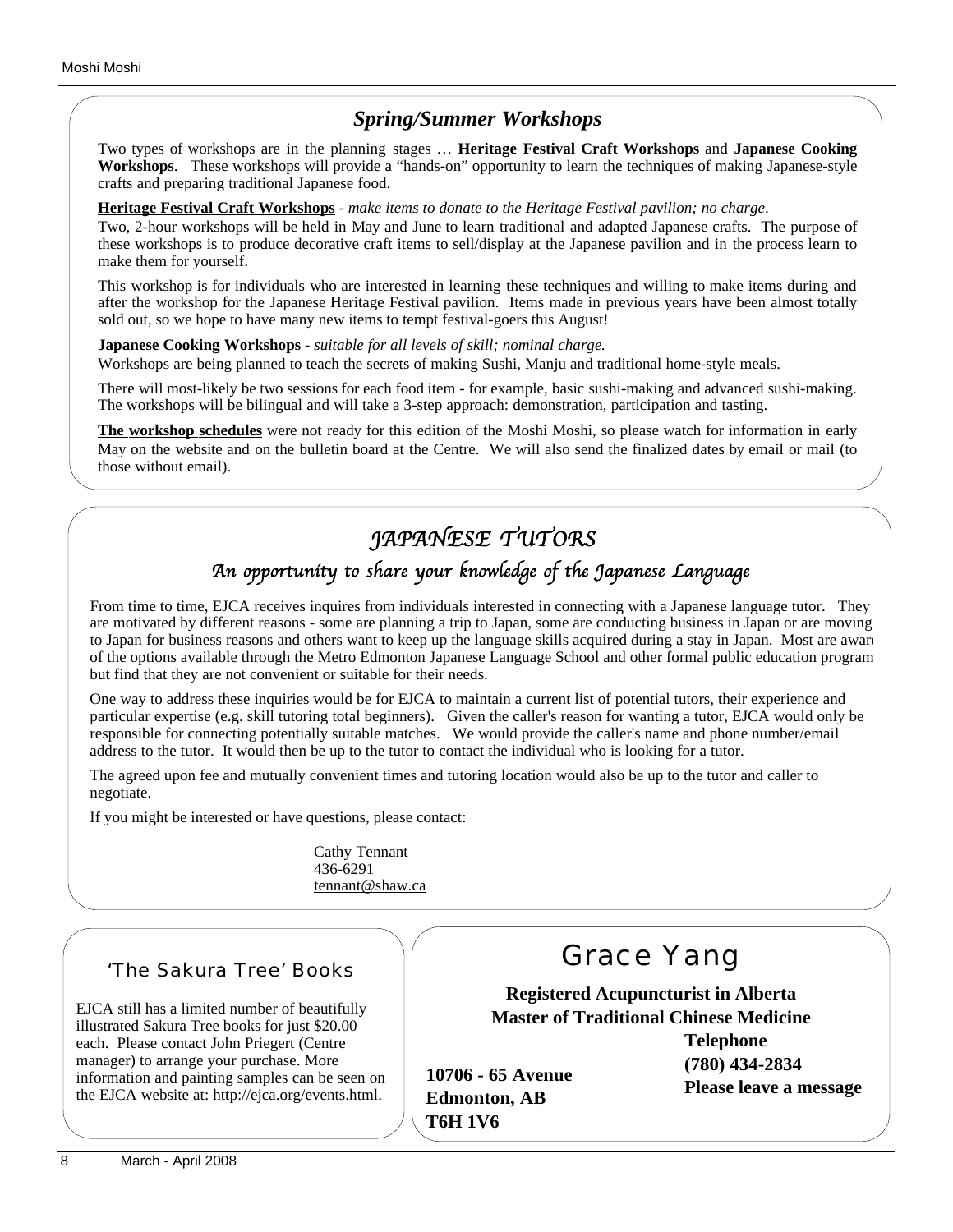## *Spring/Summer Workshops*

Two types of workshops are in the planning stages … **Heritage Festival Craft Workshops** and **Japanese Cooking Workshops**. These workshops will provide a "hands-on" opportunity to learn the techniques of making Japanese-style crafts and preparing traditional Japanese food.

**Heritage Festival Craft Workshops** - *make items to donate to the Heritage Festival pavilion; no charge*.

Two, 2-hour workshops will be held in May and June to learn traditional and adapted Japanese crafts. The purpose of these workshops is to produce decorative craft items to sell/display at the Japanese pavilion and in the process learn to make them for yourself.

This workshop is for individuals who are interested in learning these techniques and willing to make items during and after the workshop for the Japanese Heritage Festival pavilion. Items made in previous years have been almost totally sold out, so we hope to have many new items to tempt festival-goers this August!

**Japanese Cooking Workshops** - *suitable for all levels of skill; nominal charge.*

Workshops are being planned to teach the secrets of making Sushi, Manju and traditional home-style meals.

There will most-likely be two sessions for each food item - for example, basic sushi-making and advanced sushi-making. The workshops will be bilingual and will take a 3-step approach: demonstration, participation and tasting.

**The workshop schedules** were not ready for this edition of the Moshi Moshi, so please watch for information in early May on the website and on the bulletin board at the Centre. We will also send the finalized dates by email or mail (to those without email).

## *JAPANESE TUTORS*

### *An opportunity to share your knowledge of the Japanese Language*

From time to time, EJCA receives inquires from individuals interested in connecting with a Japanese language tutor. They are motivated by different reasons - some are planning a trip to Japan, some are conducting business in Japan or are moving to Japan for business reasons and others want to keep up the language skills acquired during a stay in Japan. Most are aware of the options available through the Metro Edmonton Japanese Language School and other formal public education program but find that they are not convenient or suitable for their needs.

One way to address these inquiries would be for EJCA to maintain a current list of potential tutors, their experience and particular expertise (e.g. skill tutoring total beginners). Given the caller's reason for wanting a tutor, EJCA would only be responsible for connecting potentially suitable matches. We would provide the caller's name and phone number/email address to the tutor. It would then be up to the tutor to contact the individual who is looking for a tutor.

The agreed upon fee and mutually convenient times and tutoring location would also be up to the tutor and caller to negotiate.

If you might be interested or have questions, please contact:

Cathy Tennant
436-6291
tennant@shaw.ca

### 'The Sakura Tree' Books

EJCA still has a limited number of beautifully illustrated Sakura Tree books for just $20.00 each. Please contact John Priegert (Centre manager) to arrange your purchase. More information and painting samples can be seen on the EJCA website at: http://ejca.org/events.html.

## Grace Yang

**Registered Acupuncturist in Alberta**
**Master of Traditional Chinese Medicine**

**10706 - 65 Avenue**
**Edmonton, AB**
**T6H 1V6**

**Telephone**
**(780) 434-2834**
**Please leave a message**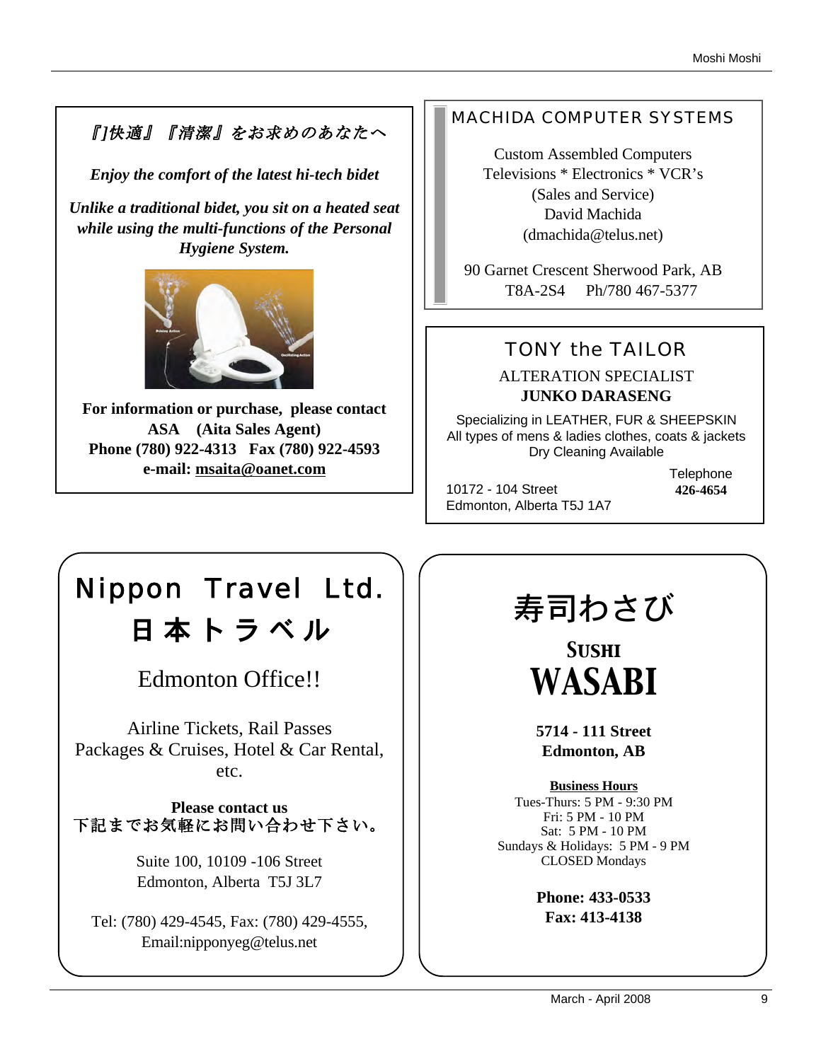*『]快適』『清潔』をお求めのあなたへ*

***Enjoy the comfort of the latest hi-tech bidet***

***Unlike a traditional bidet, you sit on a heated seat while using the multi-functions of the Personal Hygiene System.***

**For information or purchase, please contact**
**ASA (Aita Sales Agent)**
**Phone (780) 922-4313 Fax (780) 922-4593**
**e-mail: msaita@oanet.com**

---

## MACHIDA COMPUTER SYSTEMS

Custom Assembled Computers
Televisions * Electronics * VCR's
(Sales and Service)
David Machida
(dmachida@telus.net)

90 Garnet Crescent Sherwood Park, AB
T8A-2S4 Ph/780 467-5377

---

## TONY the TAILOR

ALTERATION SPECIALIST
**JUNKO DARASENG**

Specializing in LEATHER, FUR & SHEEPSKIN
All types of mens & ladies clothes, coats & jackets
Dry Cleaning Available

10172 - 104 Street
Edmonton, Alberta T5J 1A7

Telephone
**426-4654**

---

# Nippon Travel Ltd.
# 日本トラベル

Edmonton Office!!

Airline Tickets, Rail Passes
Packages & Cruises, Hotel & Car Rental, etc.

**Please contact us**
下記までお気軽にお問い合わせ下さい。

Suite 100, 10109 -106 Street
Edmonton, Alberta T5J 3L7

Tel: (780) 429-4545, Fax: (780) 429-4555,
Email:nipponyeg@telus.net

---

# 寿司わさび

# SUSHI WASABI

**5714 - 111 Street**
**Edmonton, AB**

**Business Hours**
Tues-Thurs: 5 PM - 9:30 PM
Fri: 5 PM - 10 PM
Sat: 5 PM - 10 PM
Sundays & Holidays: 5 PM - 9 PM
CLOSED Mondays

**Phone: 433-0533**
**Fax: 413-4138**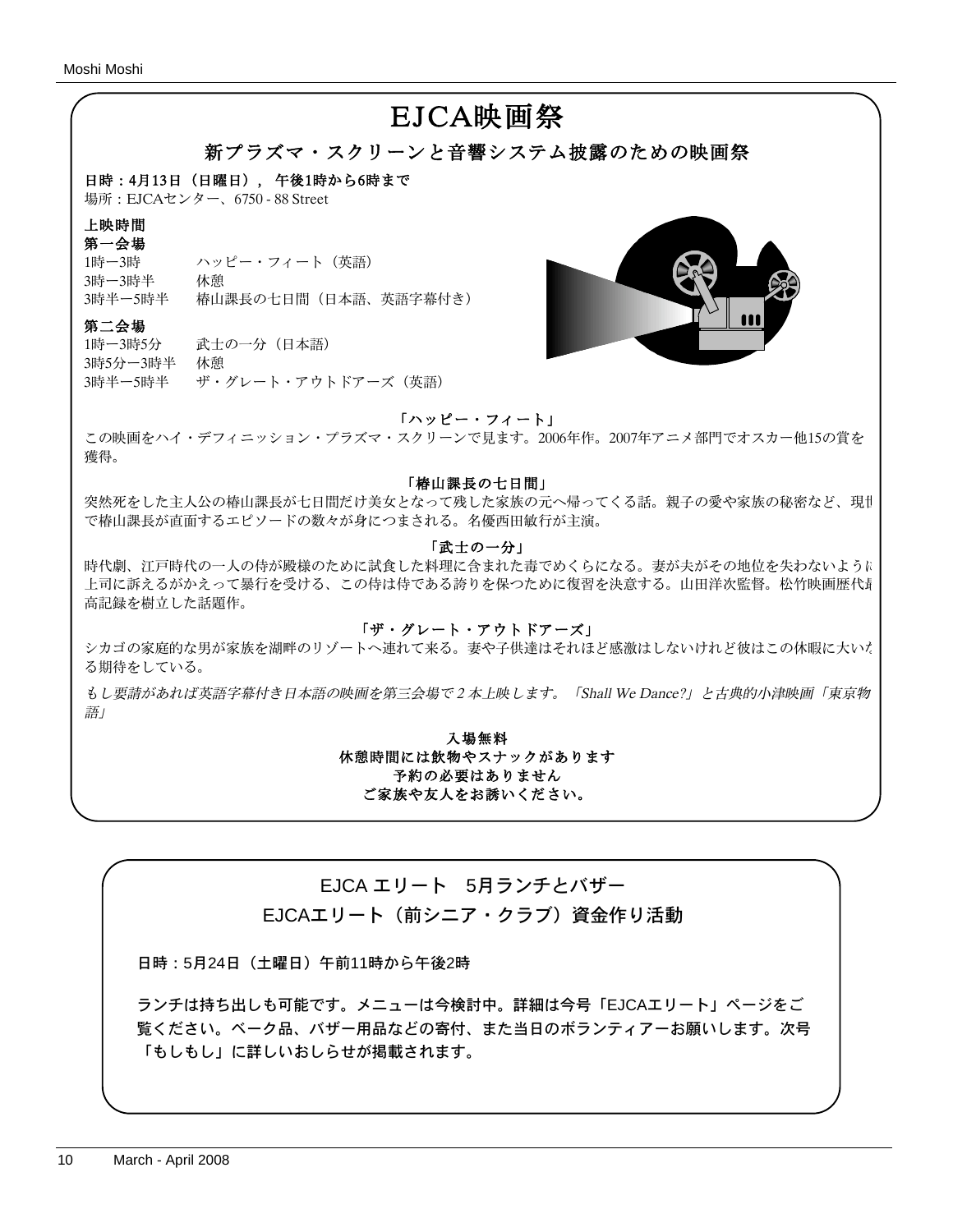# EJCA映画祭

## 新プラズマ・スクリーンと音響システム披露のための映画祭

**日時：4月13日（日曜日），午後1時から6時まで**
場所：EJCAセンター、6750 - 88 Street

**上映時間**

**第一会場**

| | |
|---|---|
| 1時ー3時 | ハッピー・フィート（英語） |
| 3時ー3時半 | 休憩 |
| 3時半ー5時半 | 椿山課長の七日間（日本語、英語字幕付き） |

**第二会場**

| | |
|---|---|
| 1時ー3時5分 | 武士の一分（日本語） |
| 3時5分ー3時半 | 休憩 |
| 3時半ー5時半 | ザ・グレート・アウトドアーズ（英語） |

**「ハッピー・フィート」**

この映画をハイ・デフィニッション・プラズマ・スクリーンで見ます。2006年作。2007年アニメ部門でオスカー他15の賞を獲得。

**「椿山課長の七日間」**

突然死をした主人公の椿山課長が七日間だけ美女となって残した家族の元へ帰ってくる話。親子の愛や家族の秘密など、現世で椿山課長が直面するエピソードの数々が身につまされる。名優西田敏行が主演。

**「武士の一分」**

時代劇、江戸時代の一人の侍が殿様のために試食した料理に含まれた毒でめくらになる。妻が夫がその地位を失わないように上司に訴えるがかえって暴行を受ける、この侍は侍である誇りを保つために復習を決意する。山田洋次監督。松竹映画歴代最高記録を樹立した話題作。

**「ザ・グレート・アウトドアーズ」**

シカゴの家庭的な男が家族を湖畔のリゾートへ連れて来る。妻や子供達はそれほど感激はしないけれど彼はこの休暇に大いなる期待をしている。

*もし要請があれば英語字幕付き日本語の映画を第三会場で2本上映します。「Shall We Dance?」と古典的小津映画「東京物語」*

**入場無料**
**休憩時間には飲物やスナックがあります**
**予約の必要はありません**
**ご家族や友人をお誘いください。**

## EJCA エリート　5月ランチとバザー
## EJCAエリート（前シニア・クラブ）資金作り活動

日時：5月24日（土曜日）午前11時から午後2時

ランチは持ち出しも可能です。メニューは今検討中。詳細は今号「EJCAエリート」ページをご覧ください。ベーク品、バザー用品などの寄付、また当日のボランティアーお願いします。次号「もしもし」に詳しいおしらせが掲載されます。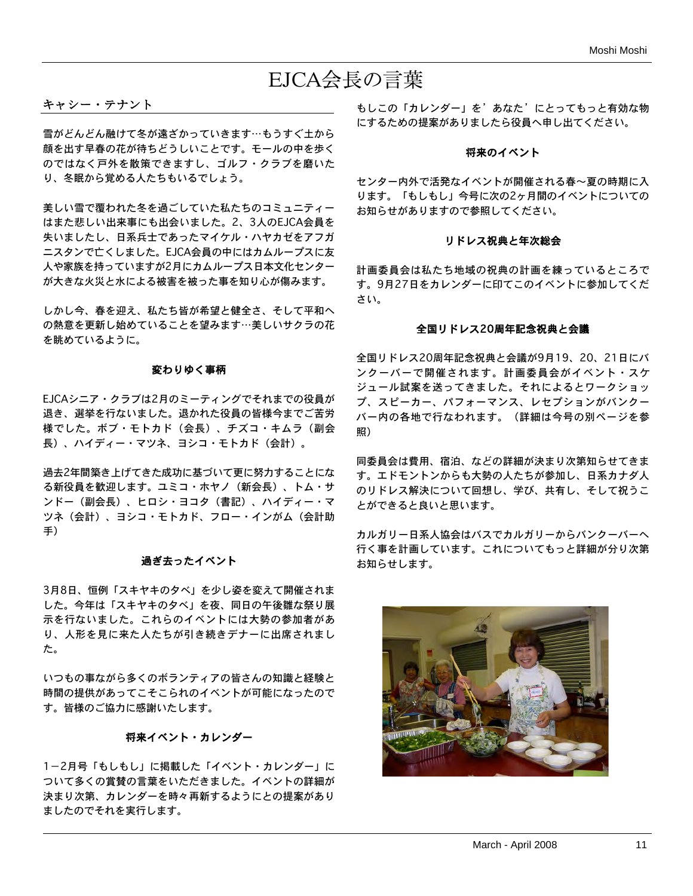# EJCA会長の言葉

## キャシー・テナント

雪がどんどん融けて冬が遠ざかっていきます…もうすぐ土から顔を出す早春の花が待ちどうしいことです。モールの中を歩くのではなく戸外を散策できますし、ゴルフ・クラブを磨いたり、冬眠から覚める人たちもいるでしょう。

美しい雪で覆われた冬を過ごしていた私たちのコミュニティーはまた悲しい出来事にも出会いました。2、3人のEJCA会員を失いましたし、日系兵士であったマイケル・ハヤカゼをアフガニスタンで亡くしました。EJCA会員の中にはカムループスに友人や家族を持っていますが2月にカムループス日本文化センターが大きな火災と水による被害を被った事を知り心が傷みます。

しかし今、春を迎え、私たち皆が希望と健全さ、そして平和への熱意を更新し始めていることを望みます…美しいサクラの花を眺めているように。

### 変わりゆく事柄

EJCAシニア・クラブは2月のミーティングでそれまでの役員が退き、選挙を行ないました。退かれた役員の皆様今までご苦労様でした。ボブ・モトカド（会長）、チズコ・キムラ（副会長）、ハイディー・マツネ、ヨシコ・モトカド（会計）。

過去2年間築き上げてきた成功に基づいて更に努力することになる新役員を歓迎します。ユミコ・ホヤノ（新会長）、トム・サンドー（副会長）、ヒロシ・ヨコタ（書記）、ハイディー・マツネ（会計）、ヨシコ・モトカド、フロー・インがム（会計助手）

### 過ぎ去ったイベント

3月8日、恒例「スキヤキの夕べ」を少し姿を変えて開催されました。今年は「スキヤキの夕べ」を夜、同日の午後雛な祭り展示を行ないました。これらのイベントには大勢の参加者があり、人形を見に来た人たちが引き続きデナーに出席されました。

いつもの事ながら多くのボランティアの皆さんの知識と経験と時間の提供があってこそこられのイベントが可能になったのです。皆様のご協力に感謝いたします。

### 将来イベント・カレンダー

1－2月号「もしもし」に掲載した「イベント・カレンダー」について多くの賞賛の言葉をいただきました。イベントの詳細が決まり次第、カレンダーを時々再新するようにとの提案がありましたのでそれを実行します。

もしこの「カレンダー」を’あなた’にとってもっと有効な物にするための提案がありましたら役員へ申し出てください。

### 将来のイベント

センター内外で活発なイベントが開催される春～夏の時期に入ります。「もしもし」今号に次の2ヶ月間のイベントについてのお知らせがありますので参照してください。

### リドレス祝典と年次総会

計画委員会は私たち地域の祝典の計画を練っているところです。9月27日をカレンダーに印てこのイベントに参加してください。

### 全国リドレス20周年記念祝典と会議

全国リドレス20周年記念祝典と会議が9月19、20、21日にバンクーバーで開催されます。計画委員会がイベント・スケジュール試案を送ってきました。それによるとワークショップ、スピーカー、パフォーマンス、レセプションがバンクーバー内の各地で行なわれます。（詳細は今号の別ページを参照）

同委員会は費用、宿泊、などの詳細が決まり次第知らせてきます。エドモントンからも大勢の人たちが参加し、日系カナダ人のリドレス解決について回想し、学び、共有し、そして祝うことができると良いと思います。

カルガリー日系人協会はバスでカルガリーからバンクーバーへ行く事を計画しています。これについてもっと詳細が分り次第お知らせします。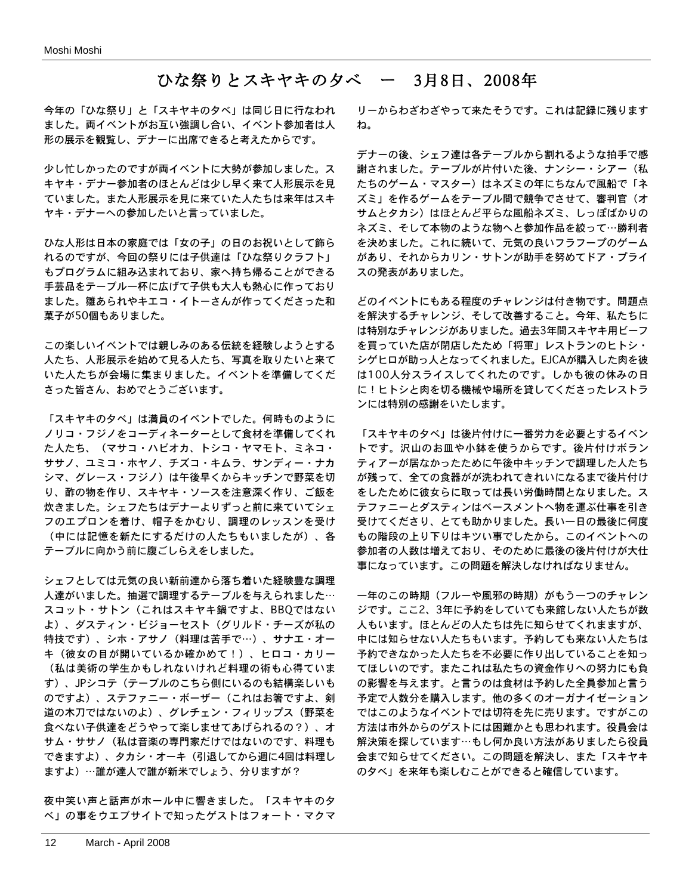# ひな祭りとスキヤキの夕べ　ー　3月8日、2008年

今年の「ひな祭り」と「スキヤキの夕べ」は同じ日に行なわれました。両イベントがお互い強調し合い、イベント参加者は人形の展示を観覧し、デナーに出席できると考えたからです。

少し忙しかったのですが両イベントに大勢が参加しました。スキヤキ・デナー参加者のほとんどは少し早く来て人形展示を見ていました。また人形展示を見に来ていた人たちは来年はスキヤキ・デナーへの参加したいと言っていました。

ひな人形は日本の家庭では「女の子」の日のお祝いとして飾られるのですが、今回の祭りには子供達は「ひな祭りクラフト」もプログラムに組み込まれており、家へ持ち帰ることができる手芸品をテーブル一杯に広げて子供も大人も熱心に作っておりました。雛あられやキエコ・イトーさんが作ってくださった和菓子が50個もありました。

この楽しいイベントでは親しみのある伝統を経験しようとする人たち、人形展示を始めて見る人たち、写真を取りたいと来ていた人たちが会場に集まりました。イベントを準備してくださった皆さん、おめでとうございます。

「スキヤキの夕べ」は満員のイベントでした。何時ものようにノリコ・フジノをコーディネーターとして食材を準備してくれた人たち、（マサコ・ハビオカ、トシコ・ヤマモト、ミネコ・ササノ、ユミコ・ホヤノ、チズコ・キムラ、サンディー・ナカシマ、グレース・フジノ）は午後早くからキッチンで野菜を切り、酢の物を作り、スキヤキ・ソースを注意深く作り、ご飯を炊きました。シェフたちはデナーよりずっと前に来ていてシェフのエプロンを着け、帽子をかむり、調理のレッスンを受け（中には記憶を新たにするだけの人たちもいましたが）、各テーブルに向かう前に腹ごしらえをしました。

シェフとしては元気の良い新前達から落ち着いた経験豊な調理人達がいました。抽選で調理するテーブルを与えられました…スコット・サトン（これはスキヤキ鍋ですよ、BBQではないよ）、ダスティン・ビジョーセスト（グリルド・チーズが私の特技です）、シホ・アサノ（料理は苦手で…）、サナエ・オーキ（彼女の目が開いているか確かめて！）、ヒロコ・カリー（私は美術の学生かもしれないけれど料理の術も心得ています）、JPシコテ（テーブルのこちら側にいるのも結構楽しいものですよ）、ステファニー・ボーザー（これはお箸ですよ、剣道の木刀ではないのよ）、グレチェン・フィリップス（野菜を食べない子供達をどうやって楽しませてあげられるの？）、オサム・ササノ（私は音楽の専門家だけではないのです、料理もできますよ）、タカシ・オーキ（引退してから週に4回は料理しますよ）…誰が達人で誰が新米でしょう、分りますが？

夜中笑い声と話声がホール中に響きました。「スキヤキの夕べ」の事をウエブサイトで知ったゲストはフォート・マクマリーからわざわざやって来たそうです。これは記録に残りますね。

デナーの後、シェフ達は各テーブルから割れるような拍手で感謝されました。テーブルが片付いた後、ナンシー・シアー（私たちのゲーム・マスター）はネズミの年にちなんで風船で「ネズミ」を作るゲームをテーブル間で競争でさせて、審判官（オサムとタカシ）はほとんど平らな風船ネズミ、しっぽばかりのネズミ、そして本物のような物へと参加作品を絞って…勝利者を決めました。これに続いて、元気の良いフラフープのゲームがあり、それからカリン・サトンが助手を努めてドア・プライスの発表がありました。

どのイベントにもある程度のチャレンジは付き物です。問題点を解決するチャレンジ、そして改善すること。今年、私たちには特別なチャレンジがありました。過去3年間スキヤキ用ビーフを買っていた店が閉店したため「将軍」レストランのヒトシ・シゲヒロが助っ人となってくれました。EJCAが購入した肉を彼は100人分スライスしてくれたのです。しかも彼の休みの日に！ヒトシと肉を切る機械や場所を貸してくださったレストランには特別の感謝をいたします。

「スキヤキの夕べ」は後片付けに一番労力を必要とするイベントです。沢山のお皿や小鉢を使うからです。後片付けボランティアーが居なかったために午後中キッチンで調理した人たちが残って、全ての食器がが洗われてきれいになるまで後片付けをしたために彼女らに取っては長い労働時間となりました。ステファニーとダスティンはベースメントへ物を運ぶ仕事を引き受けてくださり、とても助かりました。長い一日の最後に何度もの階段の上り下りはキツい事でしたから。このイベントへの参加者の人数は増えており、そのために最後の後片付けが大仕事になっています。この問題を解決しなければなりません。

一年のこの時期（フルーや風邪の時期）がもう一つのチャレンジです。ここ2、3年に予約をしていても来館しない人たちが数人もいます。ほとんどの人たちは先に知らせてくれまますが、中には知らせない人たちもいます。予約しても来ない人たちは予約できなかった人たちを不必要に作り出していることを知ってほしいのです。またこれは私たちの資金作りへの努力にも負の影響を与えます。と言うのは食材は予約した全員参加と言う予定で人数分を購入します。他の多くのオーガナイゼーションではこのようなイベントでは切符を先に売ります。ですがこの方法は市外からのゲストには困難かとも思われます。役員会は解決策を探しています…もし何か良い方法がありましたら役員会まで知らせてください。この問題を解決し、また「スキヤキの夕べ」を来年も楽しむことができると確信しています。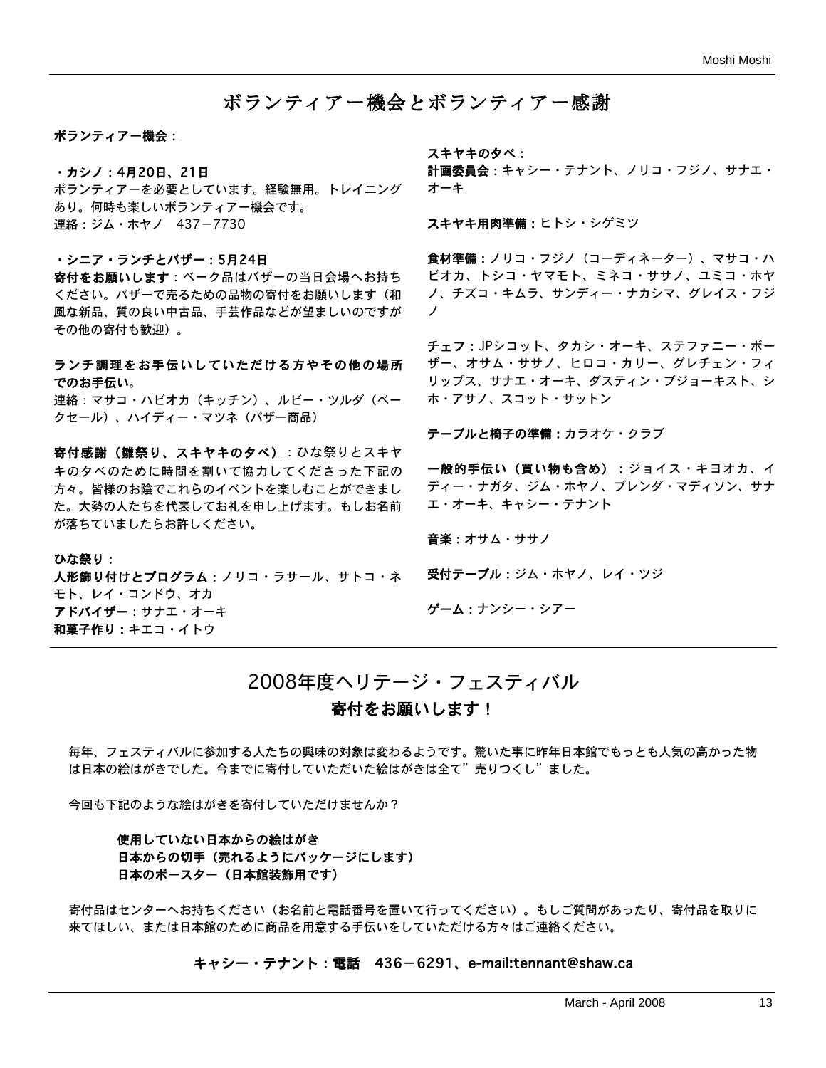# ボランティアー機会とボランティアー感謝

**ボランティアー機会：**

**・カシノ：4月20日、21日**
ボランティアーを必要としています。経験無用。トレイニングあり。何時も楽しいボランティアー機会です。
連絡：ジム・ホヤノ　437－7730

**・シニア・ランチとバザー：5月24日**
**寄付をお願いします**：ベーク品はバザーの当日会場へお持ちください。バザーで売るための品物の寄付をお願いします（和風な新品、質の良い中古品、手芸作品などが望ましいのですがその他の寄付も歓迎）。

**ランチ調理をお手伝いしていただける方やその他の場所でのお手伝い。**
連絡：マサコ・ハビオカ（キッチン）、ルビー・ツルダ（ベークセール）、ハイディー・マツネ（バザー商品）

**寄付感謝（雛祭り、スキヤキの夕べ）**：ひな祭りとスキヤキの夕べのために時間を割いて協力してくださった下記の方々。皆様のお陰でこれらのイベントを楽しむことができました。大勢の人たちを代表してお礼を申し上げます。もしお名前が落ちていましたらお許しください。

**ひな祭り：**
**人形飾り付けとプログラム**：ノリコ・ラサール、サトコ・ネモト、レイ・コンドウ、オカ
**アドバイザー**：サナエ・オーキ
**和菓子作り**：キエコ・イトウ

**スキヤキの夕べ：**
**計画委員会**：キャシー・テナント、ノリコ・フジノ、サナエ・オーキ

**スキヤキ用肉準備**：ヒトシ・シゲミツ

**食材準備**：ノリコ・フジノ（コーディネーター）、マサコ・ハビオカ、トシコ・ヤマモト、ミネコ・ササノ、ユミコ・ホヤノ、チズコ・キムラ、サンディー・ナカシマ、グレイス・フジノ

**チェフ**：JPシコット、タカシ・オーキ、ステファニー・ボーザー、オサム・ササノ、ヒロコ・カリー、グレチェン・フィリップス、サナエ・オーキ、ダスティン・ブジョーキスト、シホ・アサノ、スコット・サットン

**テーブルと椅子の準備**：カラオケ・クラブ

**一般的手伝い（買い物も含め）**：ジョイス・キヨオカ、イディー・ナガタ、ジム・ホヤノ、ブレンダ・マディソン、サナエ・オーキ、キャシー・テナント

**音楽**：オサム・ササノ

**受付テーブル**：ジム・ホヤノ、レイ・ツジ

**ゲーム**：ナンシー・シアー

# 2008年度ヘリテージ・フェスティバル

## 寄付をお願いします！

毎年、フェスティバルに参加する人たちの興味の対象は変わるようです。驚いた事に昨年日本館でもっとも人気の高かった物は日本の絵はがきでした。今までに寄付していただいた絵はがきは全て”売りつくし”ました。

今回も下記のような絵はがきを寄付していただけませんか？

**使用していない日本からの絵はがき**
**日本からの切手（売れるようにパッケージにします）**
**日本のポースター（日本館装飾用です）**

寄付品はセンターへお持ちください（お名前と電話番号を置いて行ってください）。もしご質問があったり、寄付品を取りに来てほしい、または日本館のために商品を用意する手伝いをしていただける方々はご連絡ください。

**キャシー・テナント：電話　436－6291、e-mail:tennant@shaw.ca**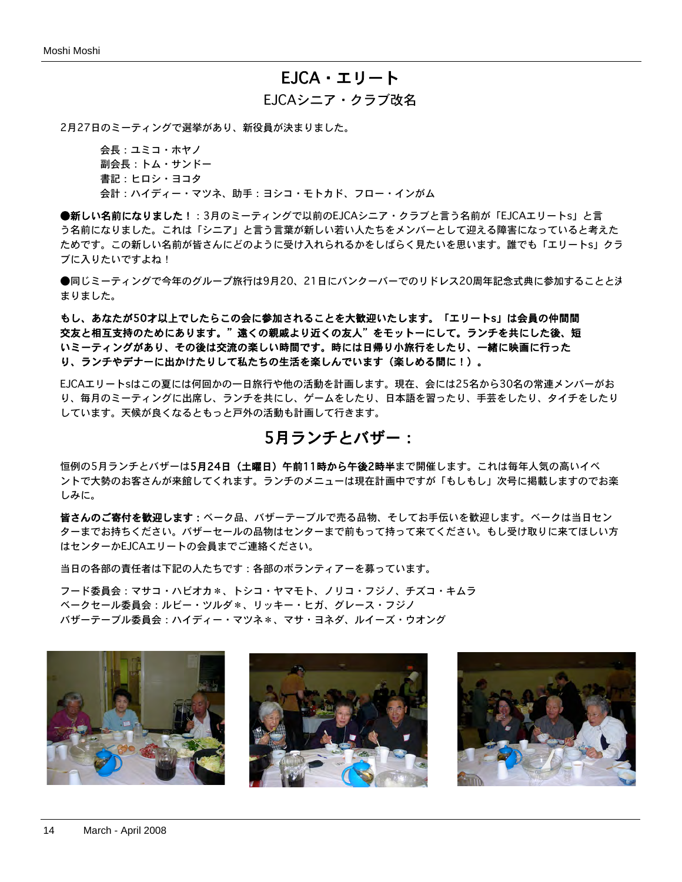# EJCA・エリート

## EJCAシニア・クラブ改名

2月27日のミーティングで選挙があり、新役員が決まりました。

会長：ユミコ・ホヤノ
副会長：トム・サンドー
書記：ヒロシ・ヨコタ
会計：ハイディー・マツネ、助手：ヨシコ・モトカド、フロー・インがム

●**新しい名前になりました！**：3月のミーティングで以前のEJCAシニア・クラブと言う名前が「EJCAエリートs」と言う名前になりました。これは「シニア」と言う言葉が新しい若い人たちをメンバーとして迎える障害になっていると考えたためです。この新しい名前が皆さんにどのように受け入れられるかをしばらく見たいを思います。誰でも「エリートs」クラブに入りたいですよね！

●同じミーティングで今年のグループ旅行は9月20、21日にバンクーバーでのリドレス20周年記念式典に参加することと決まりました。

**もし、あなたが50才以上でしたらこの会に参加されることを大歓迎いたします。「エリートs」は会員の仲間間交友と相互支持のためにあります。"遠くの親戚より近くの友人"をモットーにして。ランチを共にした後、短いミーティングがあり、その後は交流の楽しい時間です。時には日帰り小旅行をしたり、一緒に映画に行ったり、ランチやデナーに出かけたりして私たちの生活を楽しんでいます（楽しめる間に！）。**

EJCAエリートsはこの夏には何回かの一日旅行や他の活動を計画します。現在、会には25名から30名の常連メンバーがおり、毎月のミーティングに出席し、ランチを共にし、ゲームをしたり、日本語を習ったり、手芸をしたり、タイチをしたりしています。天候が良くなるともっと戸外の活動も計画して行きます。

## 5月ランチとバザー：

恒例の5月ランチとバザーは**5月24日（土曜日）午前11時から午後2時半**まで開催します。これは毎年人気の高いイベントで大勢のお客さんが来館してくれます。ランチのメニューは現在計画中ですが「もしもし」次号に掲載しますのでお楽しみに。

**皆さんのご寄付を歓迎します**：ベーク品、バザーテーブルで売る品物、そしてお手伝いを歓迎します。ベークは当日センターまでお持ちください。バザーセールの品物はセンターまで前もって持って来てください。もし受け取りに来てほしい方はセンターかEJCAエリートの会員までご連絡ください。

当日の各部の責任者は下記の人たちです：各部のボランティアーを募っています。

フード委員会：マサコ・ハビオカ＊、トシコ・ヤマモト、ノリコ・フジノ、チズコ・キムラ
ベークセール委員会：ルビー・ツルダ＊、リッキー・ヒガ、グレース・フジノ
バザーテーブル委員会：ハイディー・マツネ＊、マサ・ヨネダ、ルイーズ・ウオング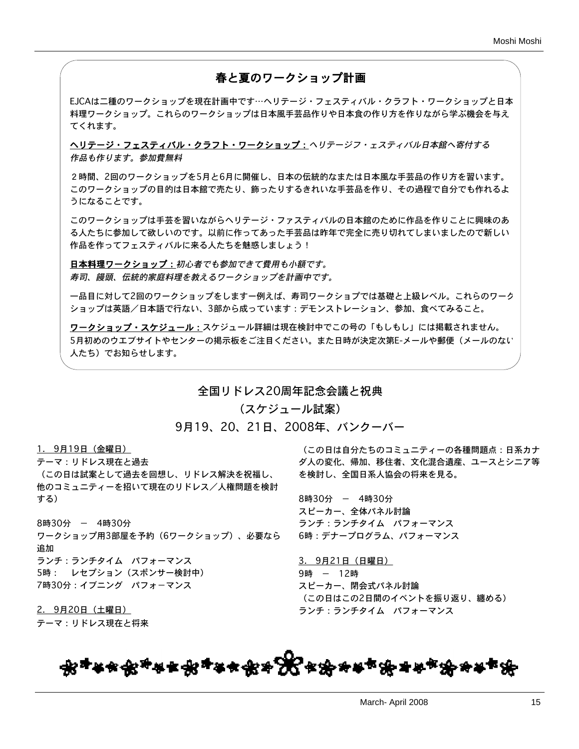## 春と夏のワークショップ計画

EJCAは二種のワークショップを現在計画中です…ヘリテージ・フェスティバル・クラフト・ワークショップと日本料理ワークショップ。これらのワークショップは日本風手芸品作りや日本食の作り方を作りながら学ぶ機会を与えてくれます。

**<u>ヘリテージ・フェスティバル・クラフト・ワークショップ：</u>** *ヘリテージフ・ェスティバル日本館へ寄付する作品も作ります。参加費無料*

２時間、2回のワークショップを5月と6月に開催し、日本の伝統的なまたは日本風な手芸品の作り方を習います。このワークショップの目的は日本館で売たり、飾ったりするきれいな手芸品を作り、その過程で自分でも作れるようになることです。

このワークショップは手芸を習いながらヘリテージ・ファスティバルの日本館のために作品を作りことに興味のある人たちに参加して欲しいのです。以前に作ってあった手芸品は昨年で完全に売り切れてしまいましたので新しい作品を作ってフェスティバルに来る人たちを魅惑しましょう！

**<u>日本料理ワークショップ：</u>** *初心者でも参加できて費用も小額です。寿司、饅頭、伝統的家庭料理を教えるワークショップを計画中です。*

一品目に対して2回のワークショップをしますー例えば、寿司ワークショプでは基礎と上級レベル。これらのワークショップは英語／日本語で行ない、3部から成っています：デモンストレーション、参加、食べてみること。

**<u>ワークショップ・スケジュール：</u>** スケジュール詳細は現在検討中でこの号の「もしもし」には掲載されません。5月初めのウエブサイトやセンターの掲示板をご注目ください。また日時が決定次第E-メールや郵便（メールのない人たち）でお知らせします。

## 全国リドレス20周年記念会議と祝典
## （スケジュール試案）
## 9月19、20、21日、2008年、バンクーバー

<u>1.　9月19日（金曜日）</u>
テーマ：リドレス現在と過去
（この日は試案として過去を回想し、リドレス解決を祝福し、他のコミュニティーを招いて現在のリドレス／人権問題を検討する）

8時30分　－　4時30分
ワークショップ用3部屋を予約（6ワークショップ）、必要なら追加
ランチ：ランチタイム　パフォーマンス
5時：　レセプション（スポンサー検討中）
7時30分：イブニング　パフォ－マンス

<u>2.　9月20日（土曜日）</u>
テーマ：リドレス現在と将来
（この日は自分たちのコミュニティーの各種問題点：日系カナダ人の変化、帰加、移住者、文化混合遺産、ユースとシニア等を検討し、全国日系人協会の将来を見る。

8時30分　－　4時30分
スピーカー、全体パネル討論
ランチ：ランチタイム　パフォーマンス
6時：デナープログラム、パフォーマンス

<u>3.　9月21日（日曜日）</u>
9時　－　12時
スピーカー、閉会式パネル討論
（この日はこの2日間のイベントを振り返り、纏める）
ランチ：ランチタイム　パフォーマンス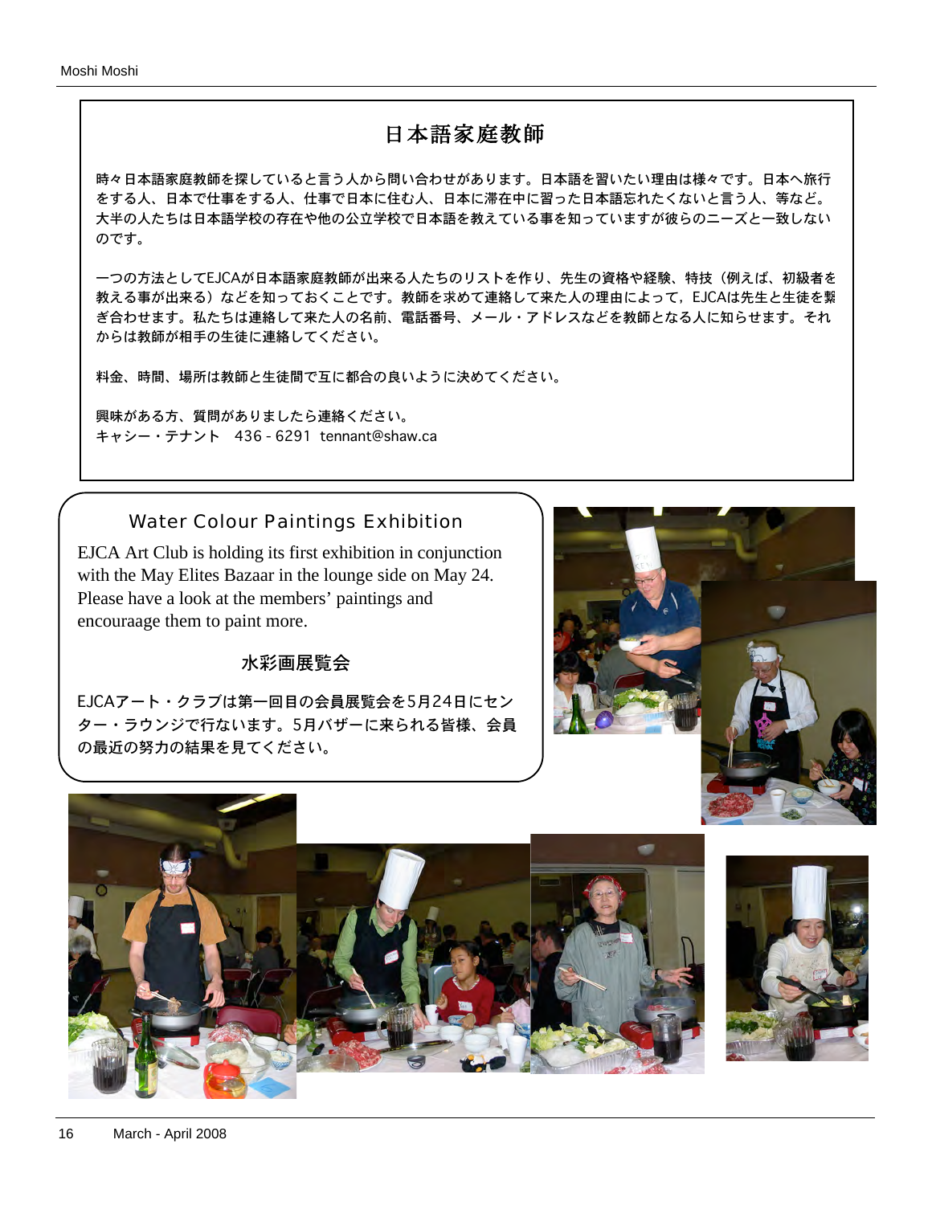## 日本語家庭教師

時々日本語家庭教師を探していると言う人から問い合わせがあります。日本語を習いたい理由は様々です。日本へ旅行をする人、日本で仕事をする人、仕事で日本に住む人、日本に滞在中に習った日本語忘れたくないと言う人、等など。大半の人たちは日本語学校の存在や他の公立学校で日本語を教えている事を知っていますが彼らのニーズと一致しないのです。

一つの方法としてEJCAが日本語家庭教師が出来る人たちのリストを作り、先生の資格や経験、特技（例えば、初級者を教える事が出来る）などを知っておくことです。教師を求めて連絡して来た人の理由によって，EJCAは先生と生徒を繋ぎ合わせます。私たちは連絡して来た人の名前、電話番号、メール・アドレスなどを教師となる人に知らせます。それからは教師が相手の生徒に連絡してください。

料金、時間、場所は教師と生徒間で互に都合の良いように決めてください。

興味がある方、質問がありましたら連絡ください。
キャシー・テナント　436 - 6291 tennant@shaw.ca

## Water Colour Paintings Exhibition

EJCA Art Club is holding its first exhibition in conjunction with the May Elites Bazaar in the lounge side on May 24. Please have a look at the members' paintings and encouraage them to paint more.

## 水彩画展覧会

EJCAアート・クラブは第一回目の会員展覧会を5月24日にセンター・ラウンジで行ないます。5月バザーに来られる皆様、会員の最近の努力の結果を見てください。